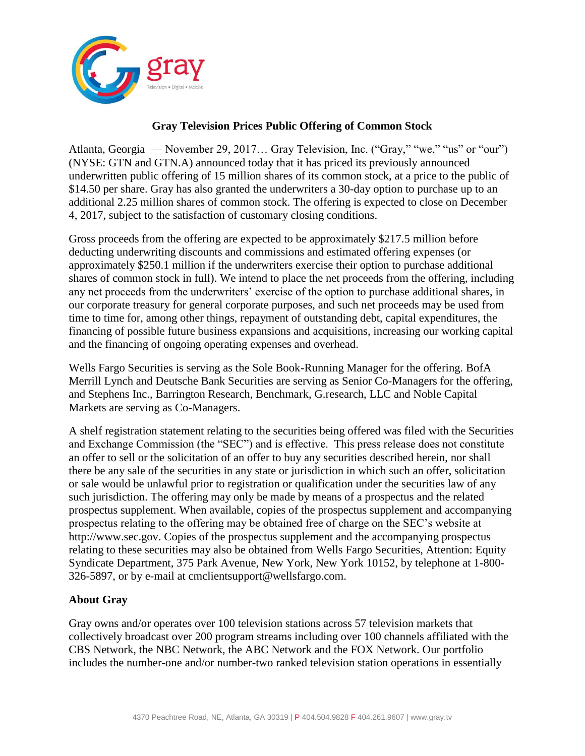# Gray Television Prices Public Offering of Common Stock

Atlanta, Georgia — November 29, 2017… Gray Television, Inc. ("Gray," "we," "us" or "our") (NYSE: GTN and GTN.A) announced today that it has priced its previously announced underwritten public offering of 15 million shares of its common stock, at a price to the public of $14.50 per share. Gray has also granted the underwriters a 30-day option to purchase up to an additional 2.25 million shares of common stock. The offering is expected to close on December 4, 2017, subject to the satisfaction of customary closing conditions.

Gross proceeds from the offering are expected to be approximately $217.5 million before deducting underwriting discounts and commissions and estimated offering expenses (or approximately $250.1 million if the underwriters exercise their option to purchase additional shares of common stock in full). We intend to place the net proceeds from the offering, including any net proceeds from the underwriters' exercise of the option to purchase additional shares, in our corporate treasury for general corporate purposes, and such net proceeds may be used from time to time for, among other things, repayment of outstanding debt, capital expenditures, the financing of possible future business expansions and acquisitions, increasing our working capital and the financing of ongoing operating expenses and overhead.

Wells Fargo Securities is serving as the Sole Book-Running Manager for the offering. BofA Merrill Lynch and Deutsche Bank Securities are serving as Senior Co-Managers for the offering, and Stephens Inc., Barrington Research, Benchmark, G.research, LLC and Noble Capital Markets are serving as Co-Managers.

A shelf registration statement relating to the securities being offered was filed with the Securities and Exchange Commission (the "SEC") and is effective. This press release does not constitute an offer to sell or the solicitation of an offer to buy any securities described herein, nor shall there be any sale of the securities in any state or jurisdiction in which such an offer, solicitation or sale would be unlawful prior to registration or qualification under the securities law of any such jurisdiction. The offering may only be made by means of a prospectus and the related prospectus supplement. When available, copies of the prospectus supplement and accompanying prospectus relating to the offering may be obtained free of charge on the SEC's website at http://www.sec.gov. Copies of the prospectus supplement and the accompanying prospectus relating to these securities may also be obtained from Wells Fargo Securities, Attention: Equity Syndicate Department, 375 Park Avenue, New York, New York 10152, by telephone at 1-800-326-5897, or by e-mail at cmclientsupport@wellsfargo.com.

## About Gray

Gray owns and/or operates over 100 television stations across 57 television markets that collectively broadcast over 200 program streams including over 100 channels affiliated with the CBS Network, the NBC Network, the ABC Network and the FOX Network. Our portfolio includes the number-one and/or number-two ranked television station operations in essentially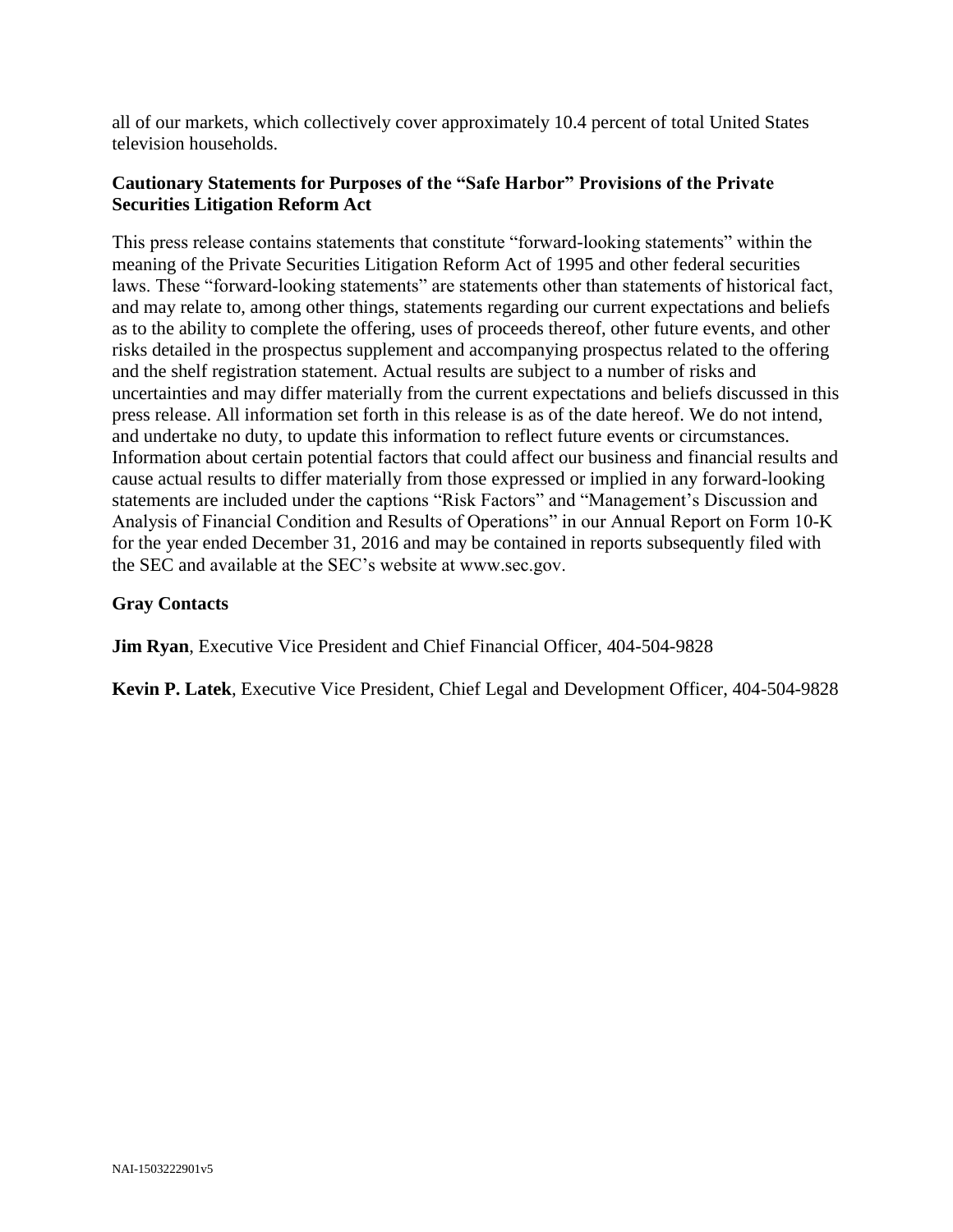all of our markets, which collectively cover approximately 10.4 percent of total United States television households.

**Cautionary Statements for Purposes of the "Safe Harbor" Provisions of the Private Securities Litigation Reform Act**

This press release contains statements that constitute "forward-looking statements" within the meaning of the Private Securities Litigation Reform Act of 1995 and other federal securities laws. These "forward-looking statements" are statements other than statements of historical fact, and may relate to, among other things, statements regarding our current expectations and beliefs as to the ability to complete the offering, uses of proceeds thereof, other future events, and other risks detailed in the prospectus supplement and accompanying prospectus related to the offering and the shelf registration statement. Actual results are subject to a number of risks and uncertainties and may differ materially from the current expectations and beliefs discussed in this press release. All information set forth in this release is as of the date hereof. We do not intend, and undertake no duty, to update this information to reflect future events or circumstances. Information about certain potential factors that could affect our business and financial results and cause actual results to differ materially from those expressed or implied in any forward-looking statements are included under the captions "Risk Factors" and "Management's Discussion and Analysis of Financial Condition and Results of Operations" in our Annual Report on Form 10-K for the year ended December 31, 2016 and may be contained in reports subsequently filed with the SEC and available at the SEC's website at www.sec.gov.

**Gray Contacts**

**Jim Ryan**, Executive Vice President and Chief Financial Officer, 404-504-9828

**Kevin P. Latek**, Executive Vice President, Chief Legal and Development Officer, 404-504-9828